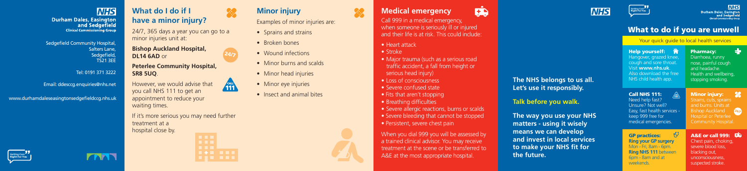**NHS**
**Durham Dales, Easington and Sedgefield**
**Clinical Commissioning Group**

Sedgefield Community Hospital,
Salters Lane,
Sedgefield,
TS21 3EE

Tel: 0191 371 3222

Email: ddesccg.enquiries@nhs.net

www.durhamdaleseasingtonsedgefieldccg.nhs.uk

## What do I do if I have a minor injury?

24/7, 365 days a year you can go to a minor injuries unit at:

**Bishop Auckland Hospital, DL14 6AD** or

**Peterlee Community Hospital, SR8 5UQ**.

However, we would advise that you call NHS 111 to get an appointment to reduce your waiting times.

If it's more serious you may need further treatment at a hospital close by.

## Minor injury

Examples of minor injuries are:

- Sprains and strains
- Broken bones
- Wound infections
- Minor burns and scalds
- Minor head injuries
- Minor eye injuries
- Insect and animal bites

## Medical emergency

Call 999 in a medical emergency, when someone is seriously ill or injured and their life is at risk. This could include:

- Heart attack
- Stroke
- Major trauma (such as a serious road traffic accident, a fall from height or serious head injury)
- Loss of consciousness
- Severe confused state
- Fits that aren't stopping
- Breathing difficulties
- Severe allergic reactions, burns or scalds
- Severe bleeding that cannot be stopped
- Persistent, severe chest pain

When you dial 999 you will be assessed by a trained clinical advisor. You may receive treatment at the scene or be transferred to A&E at the most appropriate hospital.

**The NHS belongs to us all. Let's use it responsibly.**

**Talk before you walk.**

**The way you use your NHS matters - using it wisely means we can develop and invest in local services to make your NHS fit for the future.**

**NHS**
**Durham Dales, Easington and Sedgefield**
**Clinical Commissioning Group**

## What to do if you are unwell

Your quick guide to local health services

**Help yourself:**
Hangover, grazed knee, cough and sore throat. Visit **www.nhs.uk**. Also download the free NHS child health app.

**Pharmacy:**
Diarrhoea, runny nose, painful cough and headache. Health and wellbeing, stopping smoking.

**Call NHS 111:**
Need help fast? Unsure? Not well? Easy, fast health services - keep 999 free for medical emergencies.

**Minor injury:**
Strains, cuts, sprains and burns. Units at Bishop Auckland Hospital or Peterlee Community Hospital.

**GP practices:**
**Ring your GP surgery**
Mon - Fri, 8am - 6pm.
**Ring NHS 111** between 6pm - 8am and at weekends.

**A&E or call 999:**
Chest pain, choking, severe blood loss, blacking out, unconsciousness, suspected stroke.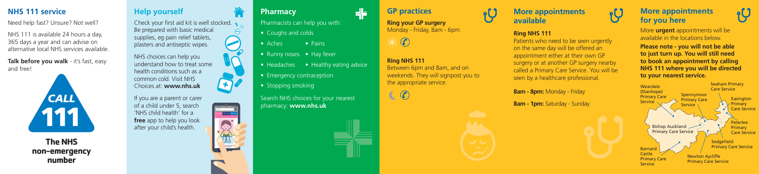## NHS 111 service

Need help fast? Unsure? Not well?

NHS 111 is available 24 hours a day, 365 days a year and can advise on alternative local NHS services available.

**Talk before you walk** - it's fast, easy and free!

CALL 111

**The NHS non-emergency number**

## Help yourself

Check your first aid kit is well stocked. Be prepared with basic medical supplies, eg pain relief tablets, plasters and antiseptic wipes.

NHS choices can help you understand how to treat some health conditions such as a common cold. Visit NHS Choices at: **www.nhs.uk**

If you are a parent or carer of a child under 5, search 'NHS child health' for a **free** app to help you look after your child's health.

## Pharmacy

Pharmacists can help you with:

- Coughs and colds
- Aches
- Pains
- Runny noses
- Hay fever
- Headaches
- Healthy eating advice
- Emergency contraception
- Stopping smoking

Search NHS choices for your nearest pharmacy: **www.nhs.uk**

## GP practices

**Ring your GP surgery**
Monday - Friday, 8am - 6pm.

**Ring NHS 111**
Between 6pm and 8am, and on weekends. They will signpost you to the appropriate service.

## More appointments available

**Ring NHS 111**

Patients who need to be seen urgently on the same day will be offered an appointment either at their own GP surgery or at another GP surgery nearby called a Primary Care Service. You will be seen by a healthcare professional.

**8am - 8pm:** Monday - Friday

**8am - 1pm:** Saturday - Sunday

## More appointments for you here

More **urgent** appointments will be available in the locations below.

**Please note - you will not be able to just turn up. You will still need to book an appointment by calling NHS 111 where you will be directed to your nearest service.**

Weardale (Stanhope) Primary Care Service

Spennymoor Primary Care Service

Seaham Primary Care Service

Easington Primary Care Service

Peterlee Primary Care Service

Bishop Auckland Primary Care Service

Sedgefield Primary Care Service

Barnard Castle Primary Care Service

Newton Aycliffe Primary Care Service